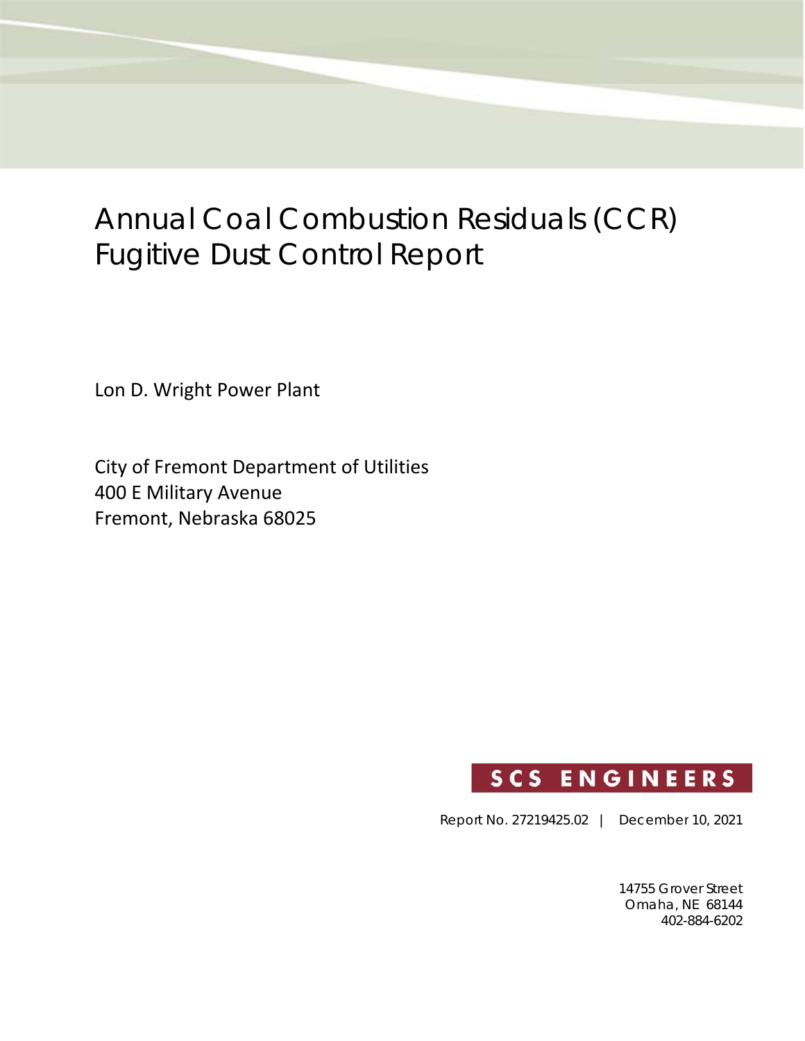# Annual Coal Combustion Residuals (CCR) Fugitive Dust Control Report

Lon D. Wright Power Plant

City of Fremont Department of Utilities
400 E Military Avenue
Fremont, Nebraska 68025

SCS ENGINEERS

Report No. 27219425.02 | December 10, 2021

14755 Grover Street
Omaha, NE 68144
402-884-6202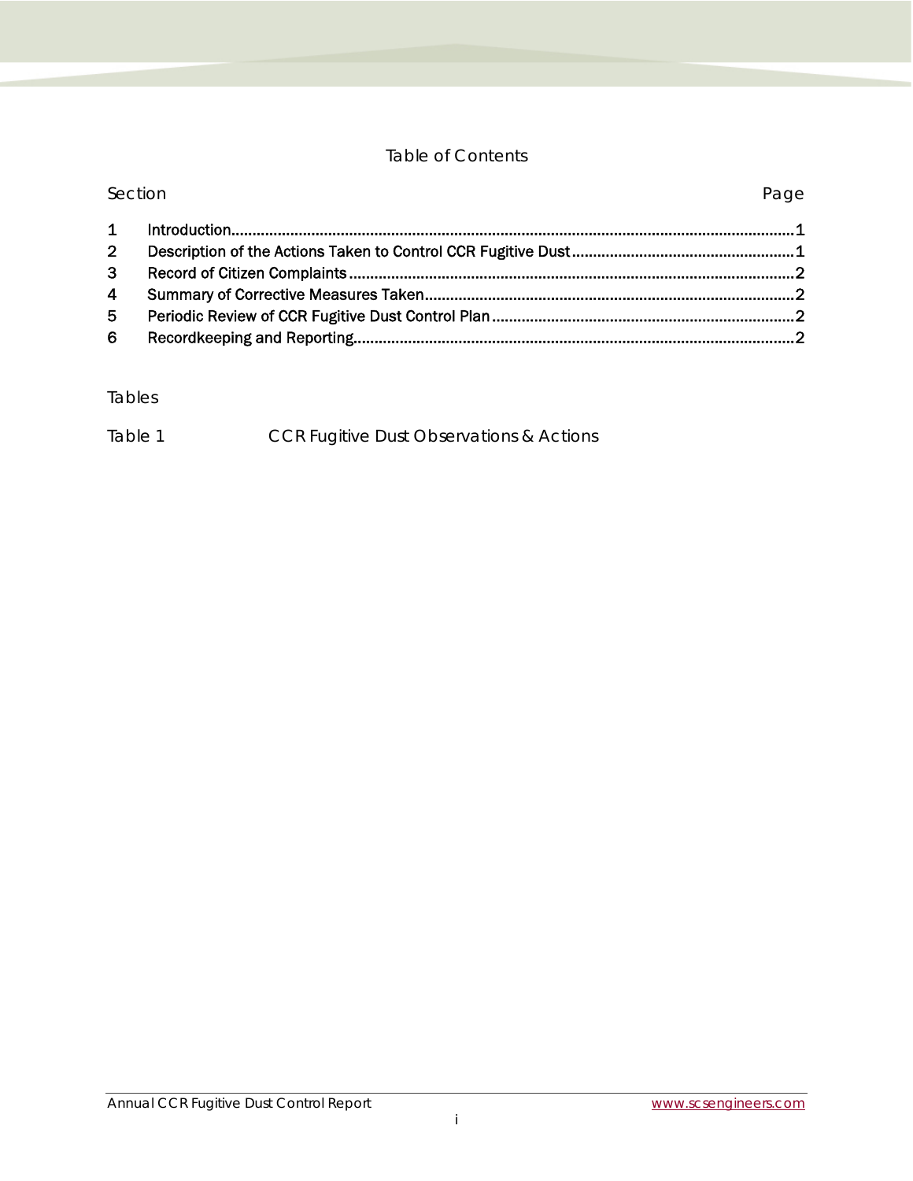# Table of Contents

| Section | | Page |
|---|---|---|
| 1 | Introduction | 1 |
| 2 | Description of the Actions Taken to Control CCR Fugitive Dust | 1 |
| 3 | Record of Citizen Complaints | 2 |
| 4 | Summary of Corrective Measures Taken | 2 |
| 5 | Periodic Review of CCR Fugitive Dust Control Plan | 2 |
| 6 | Recordkeeping and Reporting | 2 |

## Tables

Table 1 CCR Fugitive Dust Observations & Actions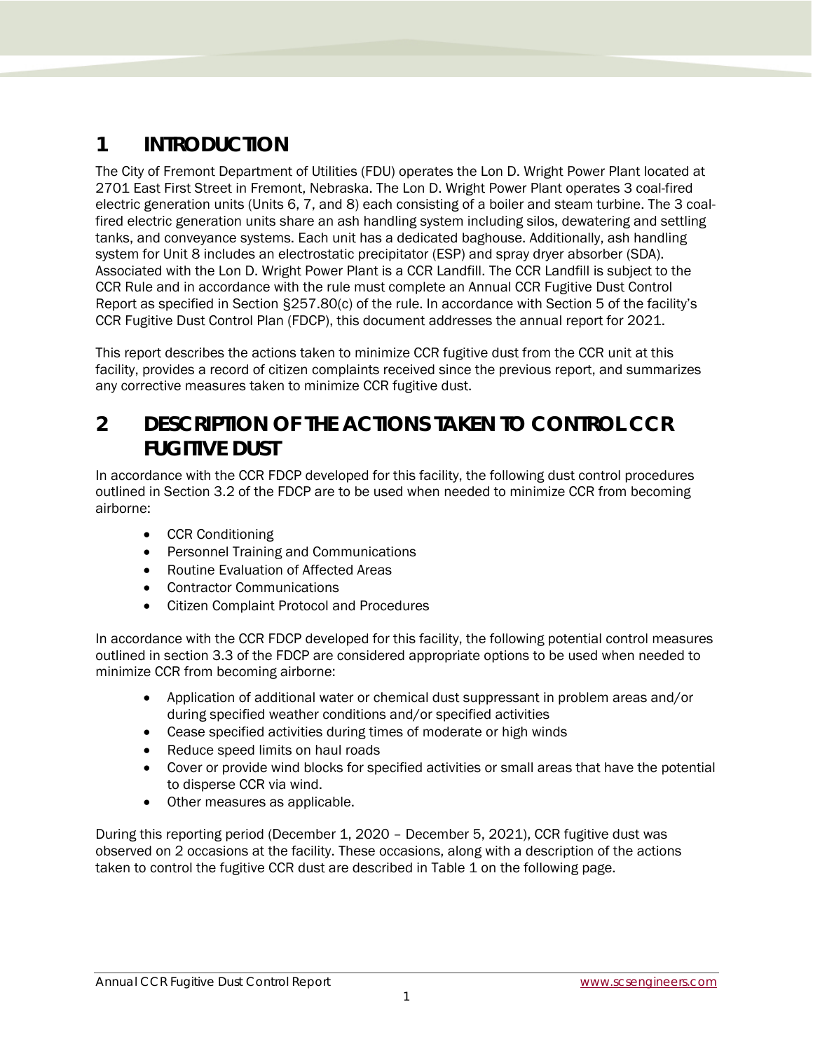# 1 INTRODUCTION

The City of Fremont Department of Utilities (FDU) operates the Lon D. Wright Power Plant located at 2701 East First Street in Fremont, Nebraska. The Lon D. Wright Power Plant operates 3 coal-fired electric generation units (Units 6, 7, and 8) each consisting of a boiler and steam turbine. The 3 coal-fired electric generation units share an ash handling system including silos, dewatering and settling tanks, and conveyance systems. Each unit has a dedicated baghouse. Additionally, ash handling system for Unit 8 includes an electrostatic precipitator (ESP) and spray dryer absorber (SDA). Associated with the Lon D. Wright Power Plant is a CCR Landfill. The CCR Landfill is subject to the CCR Rule and in accordance with the rule must complete an Annual CCR Fugitive Dust Control Report as specified in Section §257.80(c) of the rule. In accordance with Section 5 of the facility's CCR Fugitive Dust Control Plan (FDCP), this document addresses the annual report for 2021.

This report describes the actions taken to minimize CCR fugitive dust from the CCR unit at this facility, provides a record of citizen complaints received since the previous report, and summarizes any corrective measures taken to minimize CCR fugitive dust.

# 2 DESCRIPTION OF THE ACTIONS TAKEN TO CONTROL CCR FUGITIVE DUST

In accordance with the CCR FDCP developed for this facility, the following dust control procedures outlined in Section 3.2 of the FDCP are to be used when needed to minimize CCR from becoming airborne:

- CCR Conditioning
- Personnel Training and Communications
- Routine Evaluation of Affected Areas
- Contractor Communications
- Citizen Complaint Protocol and Procedures

In accordance with the CCR FDCP developed for this facility, the following potential control measures outlined in section 3.3 of the FDCP are considered appropriate options to be used when needed to minimize CCR from becoming airborne:

- Application of additional water or chemical dust suppressant in problem areas and/or during specified weather conditions and/or specified activities
- Cease specified activities during times of moderate or high winds
- Reduce speed limits on haul roads
- Cover or provide wind blocks for specified activities or small areas that have the potential to disperse CCR via wind.
- Other measures as applicable.

During this reporting period (December 1, 2020 – December 5, 2021), CCR fugitive dust was observed on 2 occasions at the facility. These occasions, along with a description of the actions taken to control the fugitive CCR dust are described in Table 1 on the following page.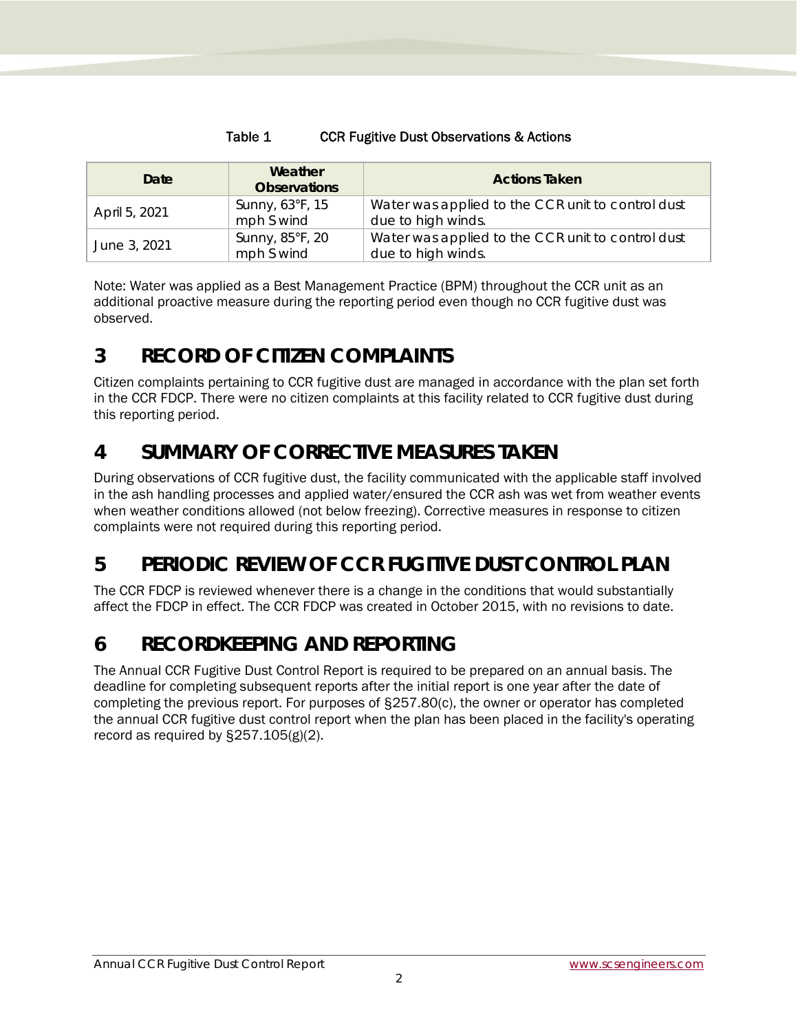Table 1 CCR Fugitive Dust Observations & Actions

| Date | Weather Observations | Actions Taken |
| --- | --- | --- |
| April 5, 2021 | Sunny, 63°F, 15 mph S wind | Water was applied to the CCR unit to control dust due to high winds. |
| June 3, 2021 | Sunny, 85°F, 20 mph S wind | Water was applied to the CCR unit to control dust due to high winds. |

Note: Water was applied as a Best Management Practice (BPM) throughout the CCR unit as an additional proactive measure during the reporting period even though no CCR fugitive dust was observed.

# 3 RECORD OF CITIZEN COMPLAINTS

Citizen complaints pertaining to CCR fugitive dust are managed in accordance with the plan set forth in the CCR FDCP. There were no citizen complaints at this facility related to CCR fugitive dust during this reporting period.

# 4 SUMMARY OF CORRECTIVE MEASURES TAKEN

During observations of CCR fugitive dust, the facility communicated with the applicable staff involved in the ash handling processes and applied water/ensured the CCR ash was wet from weather events when weather conditions allowed (not below freezing). Corrective measures in response to citizen complaints were not required during this reporting period.

# 5 PERIODIC REVIEW OF CCR FUGITIVE DUST CONTROL PLAN

The CCR FDCP is reviewed whenever there is a change in the conditions that would substantially affect the FDCP in effect. The CCR FDCP was created in October 2015, with no revisions to date.

# 6 RECORDKEEPING AND REPORTING

The Annual CCR Fugitive Dust Control Report is required to be prepared on an annual basis. The deadline for completing subsequent reports after the initial report is one year after the date of completing the previous report. For purposes of §257.80(c), the owner or operator has completed the annual CCR fugitive dust control report when the plan has been placed in the facility's operating record as required by §257.105(g)(2).